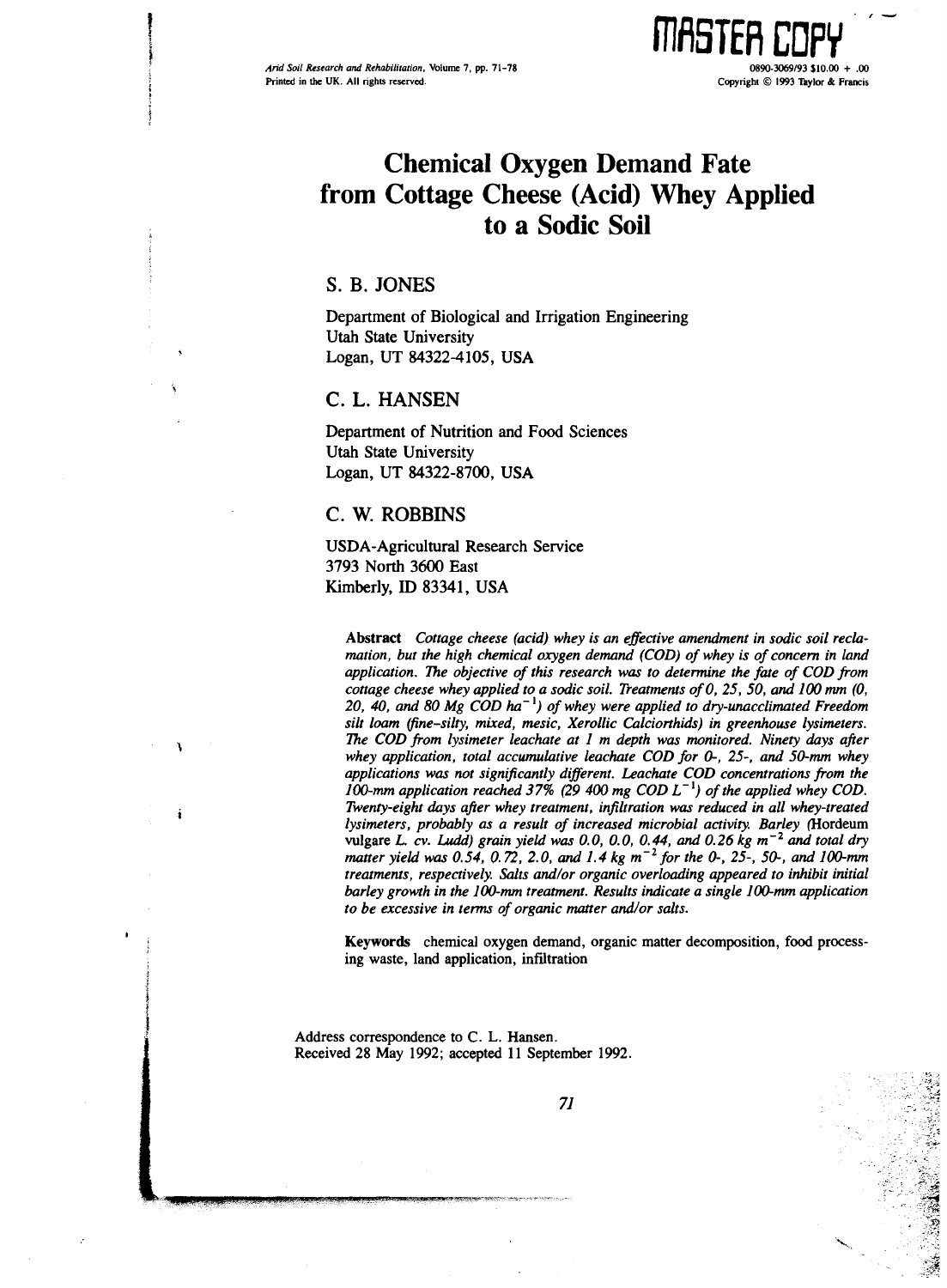# Chemical Oxygen Demand Fate from Cottage Cheese (Acid) Whey Applied to a Sodic Soil

S. B. JONES

Department of Biological and Irrigation Engineering
Utah State University
Logan, UT 84322-4105, USA

C. L. HANSEN

Department of Nutrition and Food Sciences
Utah State University
Logan, UT 84322-8700, USA

C. W. ROBBINS

USDA-Agricultural Research Service
3793 North 3600 East
Kimberly, ID 83341, USA

**Abstract** *Cottage cheese (acid) whey is an effective amendment in sodic soil reclamation, but the high chemical oxygen demand (COD) of whey is of concern in land application. The objective of this research was to determine the fate of COD from cottage cheese whey applied to a sodic soil. Treatments of 0, 25, 50, and 100 mm (0, 20, 40, and 80 Mg COD $ha^{-1}$) of whey were applied to dry-unacclimated Freedom silt loam (fine-silty, mixed, mesic, Xerollic Calciorthids) in greenhouse lysimeters. The COD from lysimeter leachate at 1 m depth was monitored. Ninety days after whey application, total accumulative leachate COD for 0-, 25-, and 50-mm whey applications was not significantly different. Leachate COD concentrations from the 100-mm application reached 37% (29 400 mg COD $L^{-1}$) of the applied whey COD. Twenty-eight days after whey treatment, infiltration was reduced in all whey-treated lysimeters, probably as a result of increased microbial activity. Barley (*Hordeum vulgare *L. cv. Ludd) grain yield was 0.0, 0.0, 0.44, and 0.26 kg $m^{-2}$ and total dry matter yield was 0.54, 0.72, 2.0, and 1.4 kg $m^{-2}$ for the 0-, 25-, 50-, and 100-mm treatments, respectively. Salts and/or organic overloading appeared to inhibit initial barley growth in the 100-mm treatment. Results indicate a single 100-mm application to be excessive in terms of organic matter and/or salts.*

**Keywords** chemical oxygen demand, organic matter decomposition, food processing waste, land application, infiltration

Address correspondence to C. L. Hansen.
Received 28 May 1992; accepted 11 September 1992.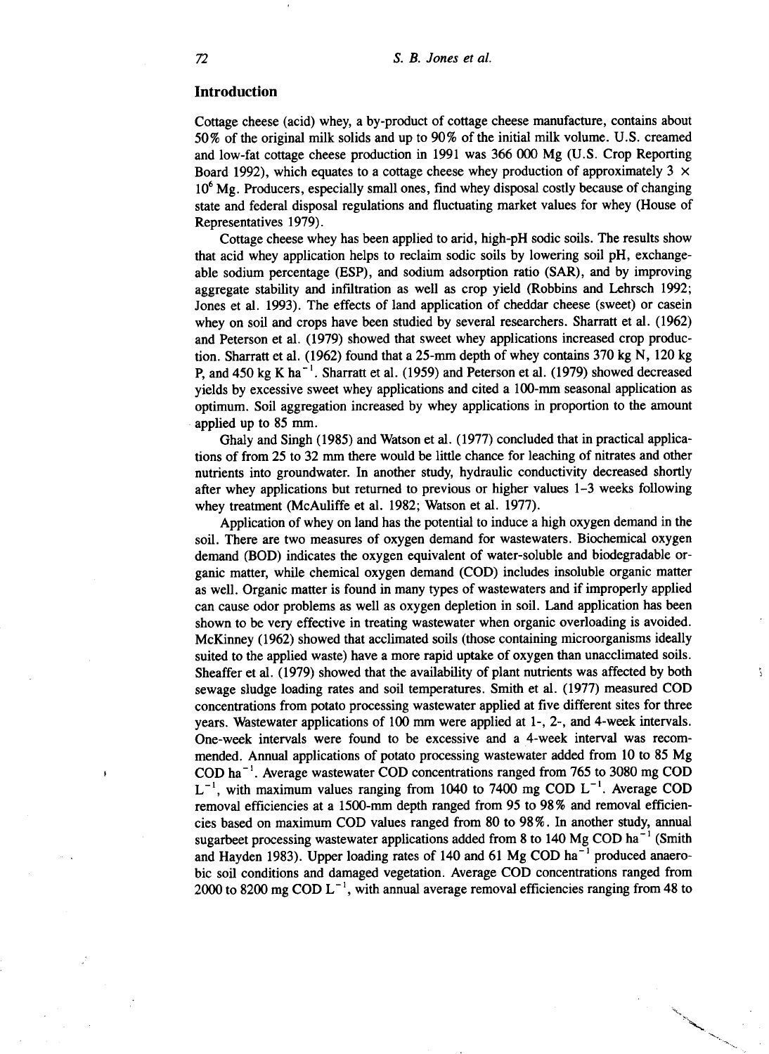## Introduction

Cottage cheese (acid) whey, a by-product of cottage cheese manufacture, contains about 50% of the original milk solids and up to 90% of the initial milk volume. U.S. creamed and low-fat cottage cheese production in 1991 was 366 000 Mg (U.S. Crop Reporting Board 1992), which equates to a cottage cheese whey production of approximately $3 \times 10^6$ Mg. Producers, especially small ones, find whey disposal costly because of changing state and federal disposal regulations and fluctuating market values for whey (House of Representatives 1979).

Cottage cheese whey has been applied to arid, high-pH sodic soils. The results show that acid whey application helps to reclaim sodic soils by lowering soil pH, exchangeable sodium percentage (ESP), and sodium adsorption ratio (SAR), and by improving aggregate stability and infiltration as well as crop yield (Robbins and Lehrsch 1992; Jones et al. 1993). The effects of land application of cheddar cheese (sweet) or casein whey on soil and crops have been studied by several researchers. Sharratt et al. (1962) and Peterson et al. (1979) showed that sweet whey applications increased crop production. Sharratt et al. (1962) found that a 25-mm depth of whey contains 370 kg N, 120 kg P, and 450 kg K $ha^{-1}$. Sharratt et al. (1959) and Peterson et al. (1979) showed decreased yields by excessive sweet whey applications and cited a 100-mm seasonal application as optimum. Soil aggregation increased by whey applications in proportion to the amount applied up to 85 mm.

Ghaly and Singh (1985) and Watson et al. (1977) concluded that in practical applications of from 25 to 32 mm there would be little chance for leaching of nitrates and other nutrients into groundwater. In another study, hydraulic conductivity decreased shortly after whey applications but returned to previous or higher values 1–3 weeks following whey treatment (McAuliffe et al. 1982; Watson et al. 1977).

Application of whey on land has the potential to induce a high oxygen demand in the soil. There are two measures of oxygen demand for wastewaters. Biochemical oxygen demand (BOD) indicates the oxygen equivalent of water-soluble and biodegradable organic matter, while chemical oxygen demand (COD) includes insoluble organic matter as well. Organic matter is found in many types of wastewaters and if improperly applied can cause odor problems as well as oxygen depletion in soil. Land application has been shown to be very effective in treating wastewater when organic overloading is avoided. McKinney (1962) showed that acclimated soils (those containing microorganisms ideally suited to the applied waste) have a more rapid uptake of oxygen than unacclimated soils. Sheaffer et al. (1979) showed that the availability of plant nutrients was affected by both sewage sludge loading rates and soil temperatures. Smith et al. (1977) measured COD concentrations from potato processing wastewater applied at five different sites for three years. Wastewater applications of 100 mm were applied at 1-, 2-, and 4-week intervals. One-week intervals were found to be excessive and a 4-week interval was recommended. Annual applications of potato processing wastewater added from 10 to 85 Mg COD $ha^{-1}$. Average wastewater COD concentrations ranged from 765 to 3080 mg COD $L^{-1}$, with maximum values ranging from 1040 to 7400 mg COD $L^{-1}$. Average COD removal efficiencies at a 1500-mm depth ranged from 95 to 98% and removal efficiencies based on maximum COD values ranged from 80 to 98%. In another study, annual sugarbeet processing wastewater applications added from 8 to 140 Mg COD $ha^{-1}$ (Smith and Hayden 1983). Upper loading rates of 140 and 61 Mg COD $ha^{-1}$ produced anaerobic soil conditions and damaged vegetation. Average COD concentrations ranged from 2000 to 8200 mg COD $L^{-1}$, with annual average removal efficiencies ranging from 48 to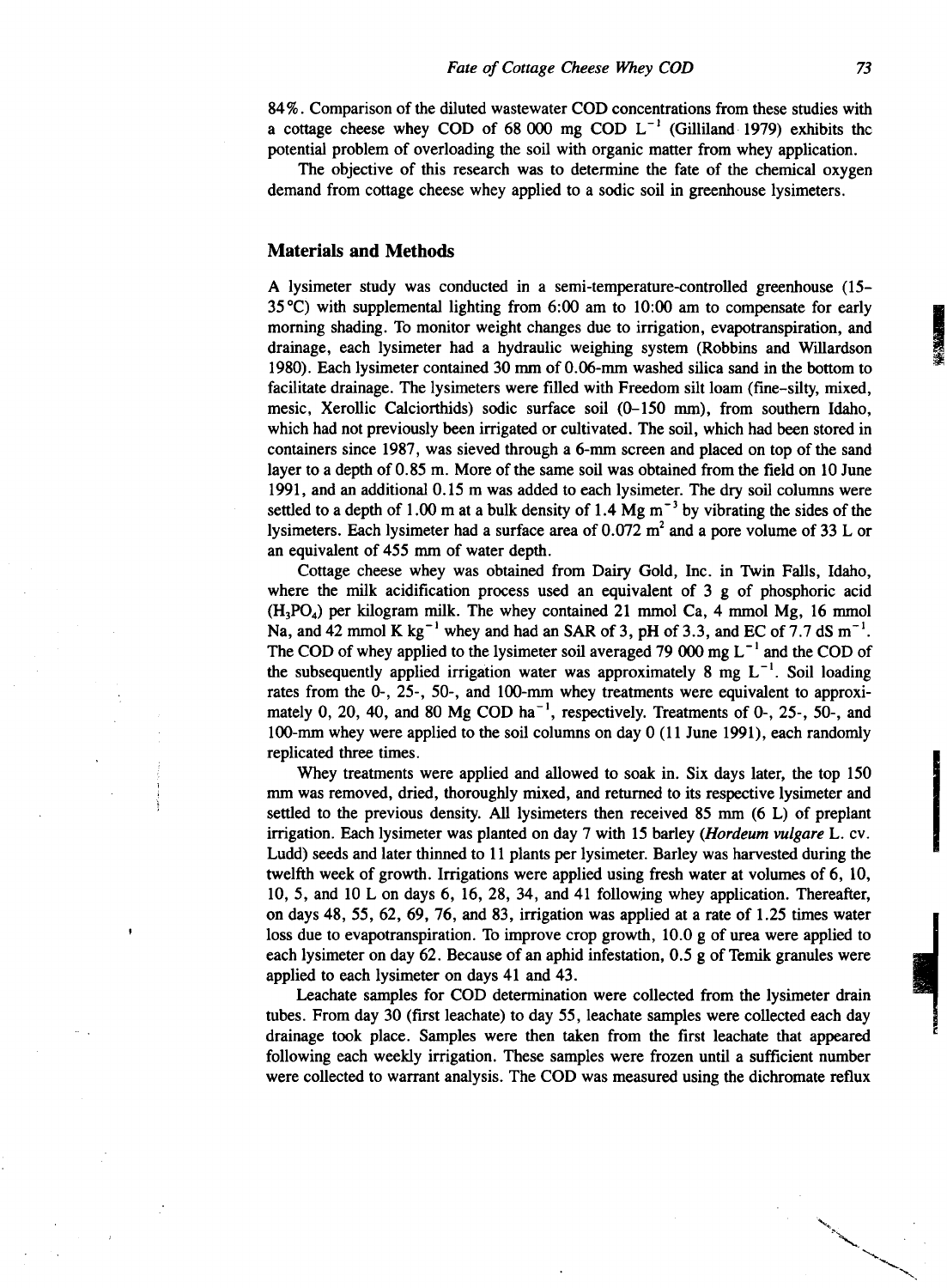84%. Comparison of the diluted wastewater COD concentrations from these studies with a cottage cheese whey COD of 68 000 mg COD $L^{-1}$ (Gilliland 1979) exhibits the potential problem of overloading the soil with organic matter from whey application.

The objective of this research was to determine the fate of the chemical oxygen demand from cottage cheese whey applied to a sodic soil in greenhouse lysimeters.

## Materials and Methods

A lysimeter study was conducted in a semi-temperature-controlled greenhouse (15–35 °C) with supplemental lighting from 6:00 am to 10:00 am to compensate for early morning shading. To monitor weight changes due to irrigation, evapotranspiration, and drainage, each lysimeter had a hydraulic weighing system (Robbins and Willardson 1980). Each lysimeter contained 30 mm of 0.06-mm washed silica sand in the bottom to facilitate drainage. The lysimeters were filled with Freedom silt loam (fine-silty, mixed, mesic, Xerollic Calciorthids) sodic surface soil (0–150 mm), from southern Idaho, which had not previously been irrigated or cultivated. The soil, which had been stored in containers since 1987, was sieved through a 6-mm screen and placed on top of the sand layer to a depth of 0.85 m. More of the same soil was obtained from the field on 10 June 1991, and an additional 0.15 m was added to each lysimeter. The dry soil columns were settled to a depth of 1.00 m at a bulk density of 1.4 Mg $m^{-3}$ by vibrating the sides of the lysimeters. Each lysimeter had a surface area of 0.072 $m^2$ and a pore volume of 33 L or an equivalent of 455 mm of water depth.

Cottage cheese whey was obtained from Dairy Gold, Inc. in Twin Falls, Idaho, where the milk acidification process used an equivalent of 3 g of phosphoric acid ($H_3PO_4$) per kilogram milk. The whey contained 21 mmol Ca, 4 mmol Mg, 16 mmol Na, and 42 mmol K $kg^{-1}$ whey and had an SAR of 3, pH of 3.3, and EC of 7.7 dS $m^{-1}$. The COD of whey applied to the lysimeter soil averaged 79 000 mg $L^{-1}$ and the COD of the subsequently applied irrigation water was approximately 8 mg $L^{-1}$. Soil loading rates from the 0-, 25-, 50-, and 100-mm whey treatments were equivalent to approximately 0, 20, 40, and 80 Mg COD $ha^{-1}$, respectively. Treatments of 0-, 25-, 50-, and 100-mm whey were applied to the soil columns on day 0 (11 June 1991), each randomly replicated three times.

Whey treatments were applied and allowed to soak in. Six days later, the top 150 mm was removed, dried, thoroughly mixed, and returned to its respective lysimeter and settled to the previous density. All lysimeters then received 85 mm (6 L) of preplant irrigation. Each lysimeter was planted on day 7 with 15 barley (*Hordeum vulgare* L. cv. Ludd) seeds and later thinned to 11 plants per lysimeter. Barley was harvested during the twelfth week of growth. Irrigations were applied using fresh water at volumes of 6, 10, 10, 5, and 10 L on days 6, 16, 28, 34, and 41 following whey application. Thereafter, on days 48, 55, 62, 69, 76, and 83, irrigation was applied at a rate of 1.25 times water loss due to evapotranspiration. To improve crop growth, 10.0 g of urea were applied to each lysimeter on day 62. Because of an aphid infestation, 0.5 g of Temik granules were applied to each lysimeter on days 41 and 43.

Leachate samples for COD determination were collected from the lysimeter drain tubes. From day 30 (first leachate) to day 55, leachate samples were collected each day drainage took place. Samples were then taken from the first leachate that appeared following each weekly irrigation. These samples were frozen until a sufficient number were collected to warrant analysis. The COD was measured using the dichromate reflux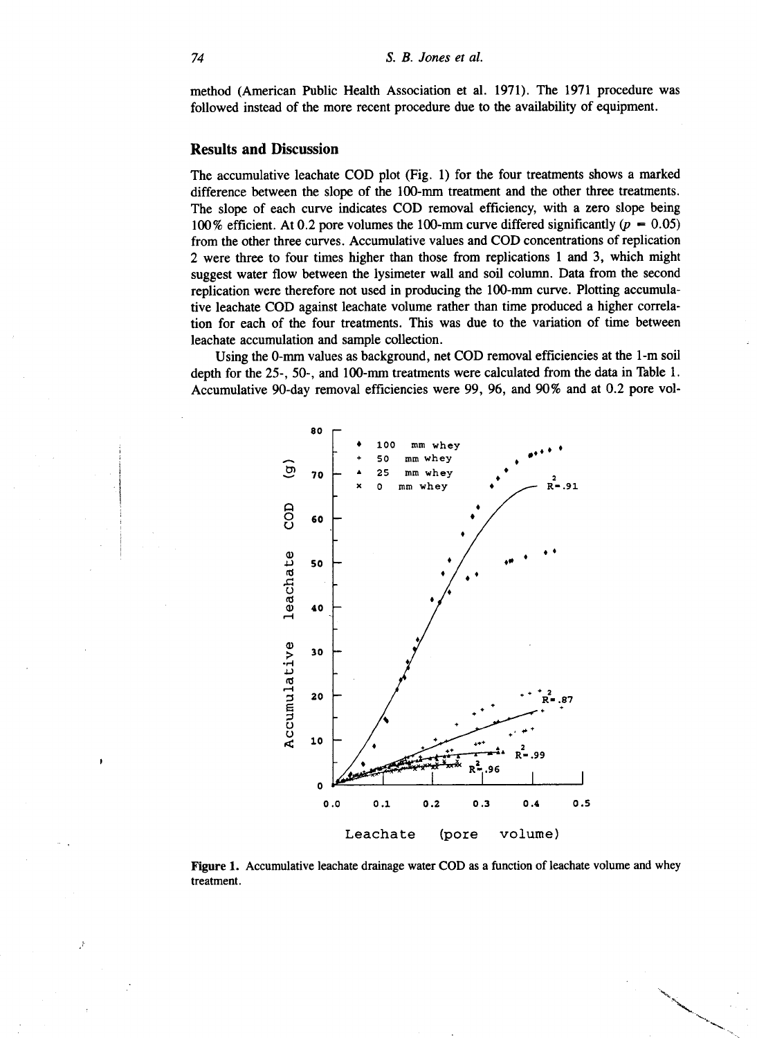method (American Public Health Association et al. 1971). The 1971 procedure was followed instead of the more recent procedure due to the availability of equipment.

## Results and Discussion

The accumulative leachate COD plot (Fig. 1) for the four treatments shows a marked difference between the slope of the 100-mm treatment and the other three treatments. The slope of each curve indicates COD removal efficiency, with a zero slope being 100% efficient. At 0.2 pore volumes the 100-mm curve differed significantly ($p = 0.05$) from the other three curves. Accumulative values and COD concentrations of replication 2 were three to four times higher than those from replications 1 and 3, which might suggest water flow between the lysimeter wall and soil column. Data from the second replication were therefore not used in producing the 100-mm curve. Plotting accumulative leachate COD against leachate volume rather than time produced a higher correlation for each of the four treatments. This was due to the variation of time between leachate accumulation and sample collection.

Using the 0-mm values as background, net COD removal efficiencies at the 1-m soil depth for the 25-, 50-, and 100-mm treatments were calculated from the data in Table 1. Accumulative 90-day removal efficiencies were 99, 96, and 90% and at 0.2 pore vol-

**Figure 1.** Accumulative leachate drainage water COD as a function of leachate volume and whey treatment.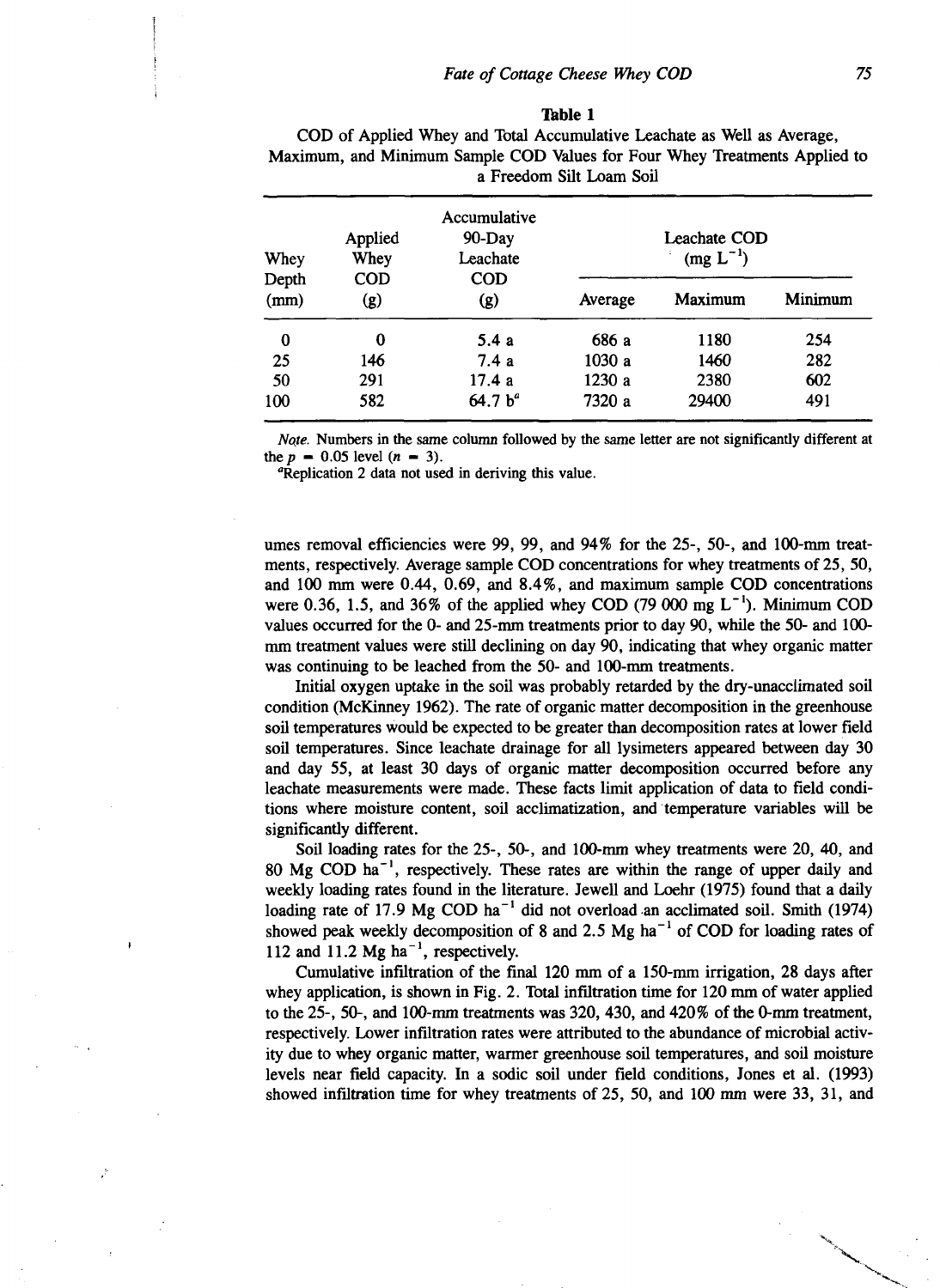**Table 1**

COD of Applied Whey and Total Accumulative Leachate as Well as Average, Maximum, and Minimum Sample COD Values for Four Whey Treatments Applied to a Freedom Silt Loam Soil

| Whey Depth (mm) | Applied Whey COD (g) | Accumulative 90-Day Leachate COD (g) | Leachate COD ($mg\ L^{-1}$) | | |
|---|---|---|---|---|---|
| | | | Average | Maximum | Minimum |
| 0 | 0 | 5.4 a | 686 a | 1180 | 254 |
| 25 | 146 | 7.4 a | 1030 a | 1460 | 282 |
| 50 | 291 | 17.4 a | 1230 a | 2380 | 602 |
| 100 | 582 | 64.7 b[a] | 7320 a | 29400 | 491 |

*Note.* Numbers in the same column followed by the same letter are not significantly different at the $p = 0.05$ level ($n = 3$).

[a]Replication 2 data not used in deriving this value.

umes removal efficiencies were 99, 99, and 94% for the 25-, 50-, and 100-mm treatments, respectively. Average sample COD concentrations for whey treatments of 25, 50, and 100 mm were 0.44, 0.69, and 8.4%, and maximum sample COD concentrations were 0.36, 1.5, and 36% of the applied whey COD (79 000 mg $L^{-1}$). Minimum COD values occurred for the 0- and 25-mm treatments prior to day 90, while the 50- and 100-mm treatment values were still declining on day 90, indicating that whey organic matter was continuing to be leached from the 50- and 100-mm treatments.

Initial oxygen uptake in the soil was probably retarded by the dry-unacclimated soil condition (McKinney 1962). The rate of organic matter decomposition in the greenhouse soil temperatures would be expected to be greater than decomposition rates at lower field soil temperatures. Since leachate drainage for all lysimeters appeared between day 30 and day 55, at least 30 days of organic matter decomposition occurred before any leachate measurements were made. These facts limit application of data to field conditions where moisture content, soil acclimatization, and temperature variables will be significantly different.

Soil loading rates for the 25-, 50-, and 100-mm whey treatments were 20, 40, and 80 Mg COD $ha^{-1}$, respectively. These rates are within the range of upper daily and weekly loading rates found in the literature. Jewell and Loehr (1975) found that a daily loading rate of 17.9 Mg COD $ha^{-1}$ did not overload an acclimated soil. Smith (1974) showed peak weekly decomposition of 8 and 2.5 Mg $ha^{-1}$ of COD for loading rates of 112 and 11.2 Mg $ha^{-1}$, respectively.

Cumulative infiltration of the final 120 mm of a 150-mm irrigation, 28 days after whey application, is shown in Fig. 2. Total infiltration time for 120 mm of water applied to the 25-, 50-, and 100-mm treatments was 320, 430, and 420% of the 0-mm treatment, respectively. Lower infiltration rates were attributed to the abundance of microbial activity due to whey organic matter, warmer greenhouse soil temperatures, and soil moisture levels near field capacity. In a sodic soil under field conditions, Jones et al. (1993) showed infiltration time for whey treatments of 25, 50, and 100 mm were 33, 31, and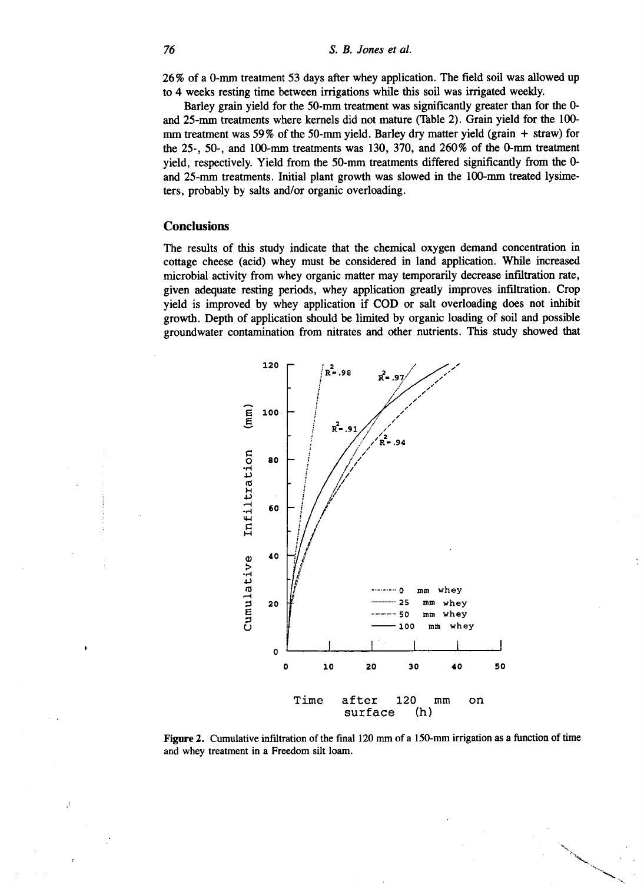26% of a 0-mm treatment 53 days after whey application. The field soil was allowed up to 4 weeks resting time between irrigations while this soil was irrigated weekly.

Barley grain yield for the 50-mm treatment was significantly greater than for the 0- and 25-mm treatments where kernels did not mature (Table 2). Grain yield for the 100-mm treatment was 59% of the 50-mm yield. Barley dry matter yield (grain + straw) for the 25-, 50-, and 100-mm treatments was 130, 370, and 260% of the 0-mm treatment yield, respectively. Yield from the 50-mm treatments differed significantly from the 0- and 25-mm treatments. Initial plant growth was slowed in the 100-mm treated lysimeters, probably by salts and/or organic overloading.

## Conclusions

The results of this study indicate that the chemical oxygen demand concentration in cottage cheese (acid) whey must be considered in land application. While increased microbial activity from whey organic matter may temporarily decrease infiltration rate, given adequate resting periods, whey application greatly improves infiltration. Crop yield is improved by whey application if COD or salt overloading does not inhibit growth. Depth of application should be limited by organic loading of soil and possible groundwater contamination from nitrates and other nutrients. This study showed that

**Figure 2.** Cumulative infiltration of the final 120 mm of a 150-mm irrigation as a function of time and whey treatment in a Freedom silt loam.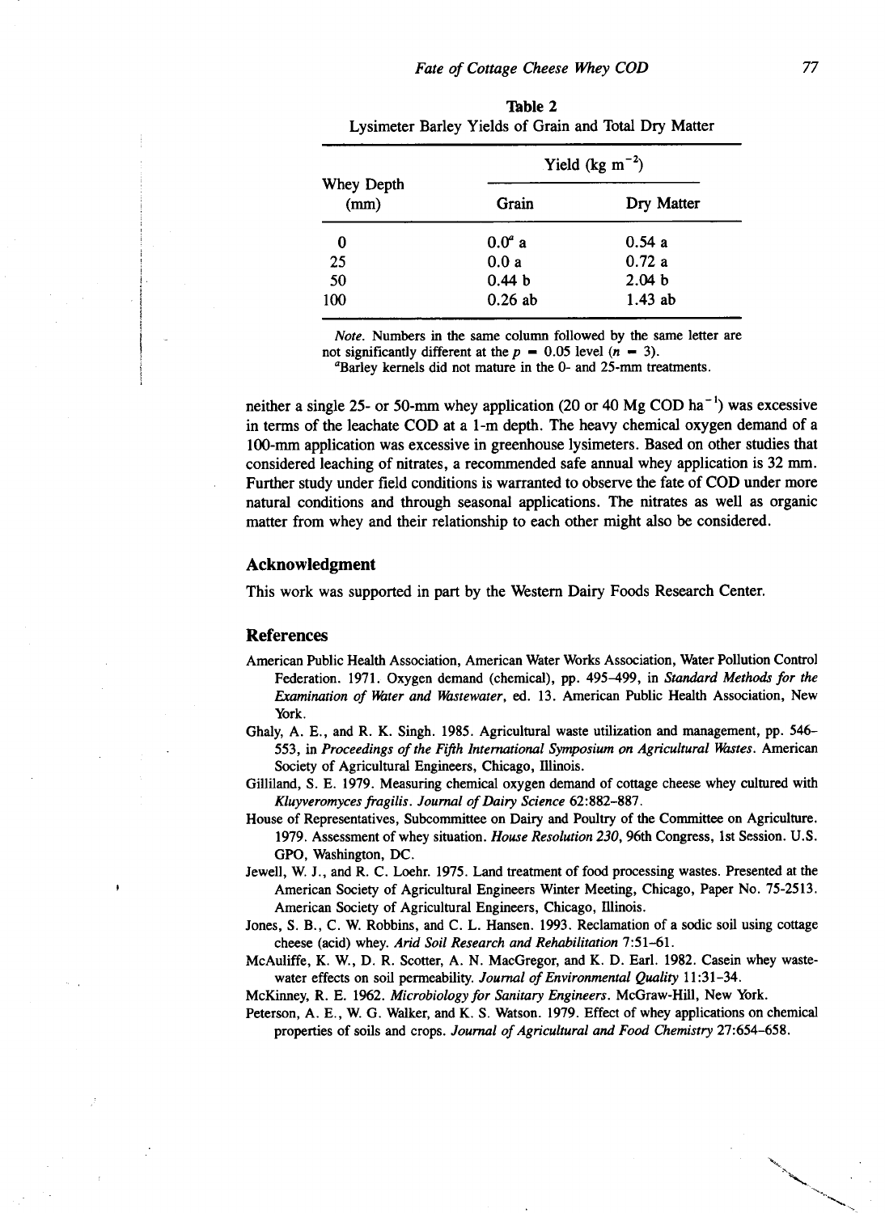**Table 2**
Lysimeter Barley Yields of Grain and Total Dry Matter

| Whey Depth (mm) | Yield ($kg\ m^{-2}$) | |
|---|---|---|
| | Grain | Dry Matter |
| 0 | 0.0[a] a | 0.54 a |
| 25 | 0.0 a | 0.72 a |
| 50 | 0.44 b | 2.04 b |
| 100 | 0.26 ab | 1.43 ab |

*Note.* Numbers in the same column followed by the same letter are not significantly different at the $p = 0.05$ level ($n = 3$).
[a]Barley kernels did not mature in the 0- and 25-mm treatments.

neither a single 25- or 50-mm whey application (20 or 40 Mg COD $ha^{-1}$) was excessive in terms of the leachate COD at a 1-m depth. The heavy chemical oxygen demand of a 100-mm application was excessive in greenhouse lysimeters. Based on other studies that considered leaching of nitrates, a recommended safe annual whey application is 32 mm. Further study under field conditions is warranted to observe the fate of COD under more natural conditions and through seasonal applications. The nitrates as well as organic matter from whey and their relationship to each other might also be considered.

## Acknowledgment

This work was supported in part by the Western Dairy Foods Research Center.

## References

American Public Health Association, American Water Works Association, Water Pollution Control Federation. 1971. Oxygen demand (chemical), pp. 495–499, in *Standard Methods for the Examination of Water and Wastewater*, ed. 13. American Public Health Association, New York.

Ghaly, A. E., and R. K. Singh. 1985. Agricultural waste utilization and management, pp. 546–553, in *Proceedings of the Fifth International Symposium on Agricultural Wastes*. American Society of Agricultural Engineers, Chicago, Illinois.

Gilliland, S. E. 1979. Measuring chemical oxygen demand of cottage cheese whey cultured with *Kluyveromyces fragilis*. *Journal of Dairy Science* 62:882–887.

House of Representatives, Subcommittee on Dairy and Poultry of the Committee on Agriculture. 1979. Assessment of whey situation. *House Resolution 230*, 96th Congress, 1st Session. U.S. GPO, Washington, DC.

Jewell, W. J., and R. C. Loehr. 1975. Land treatment of food processing wastes. Presented at the American Society of Agricultural Engineers Winter Meeting, Chicago, Paper No. 75-2513. American Society of Agricultural Engineers, Chicago, Illinois.

Jones, S. B., C. W. Robbins, and C. L. Hansen. 1993. Reclamation of a sodic soil using cottage cheese (acid) whey. *Arid Soil Research and Rehabilitation* 7:51–61.

McAuliffe, K. W., D. R. Scotter, A. N. MacGregor, and K. D. Earl. 1982. Casein whey wastewater effects on soil permeability. *Journal of Environmental Quality* 11:31–34.

McKinney, R. E. 1962. *Microbiology for Sanitary Engineers*. McGraw-Hill, New York.

Peterson, A. E., W. G. Walker, and K. S. Watson. 1979. Effect of whey applications on chemical properties of soils and crops. *Journal of Agricultural and Food Chemistry* 27:654–658.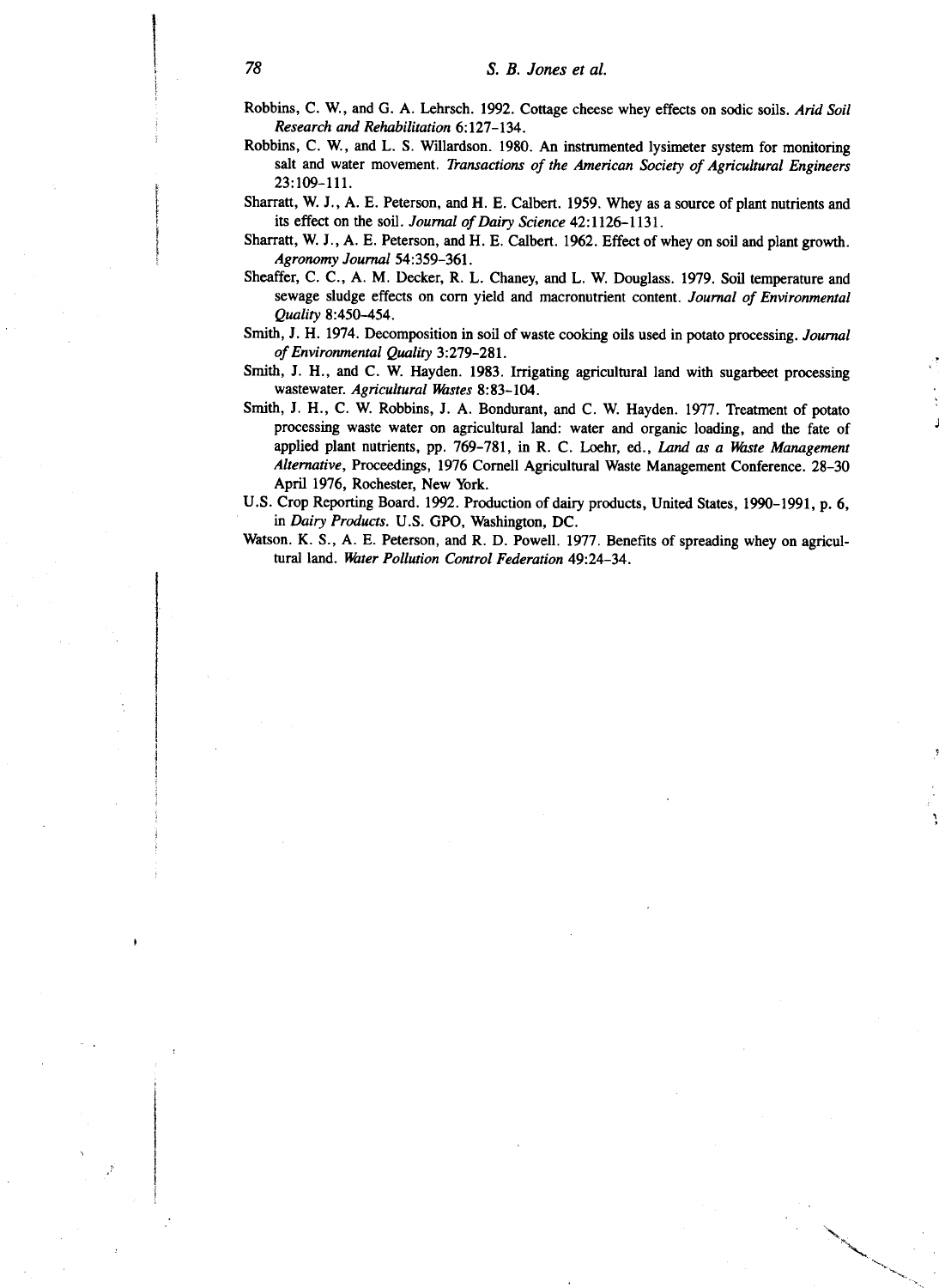Robbins, C. W., and G. A. Lehrsch. 1992. Cottage cheese whey effects on sodic soils. *Arid Soil Research and Rehabilitation* 6:127–134.

Robbins, C. W., and L. S. Willardson. 1980. An instrumented lysimeter system for monitoring salt and water movement. *Transactions of the American Society of Agricultural Engineers* 23:109–111.

Sharratt, W. J., A. E. Peterson, and H. E. Calbert. 1959. Whey as a source of plant nutrients and its effect on the soil. *Journal of Dairy Science* 42:1126–1131.

Sharratt, W. J., A. E. Peterson, and H. E. Calbert. 1962. Effect of whey on soil and plant growth. *Agronomy Journal* 54:359–361.

Sheaffer, C. C., A. M. Decker, R. L. Chaney, and L. W. Douglass. 1979. Soil temperature and sewage sludge effects on corn yield and macronutrient content. *Journal of Environmental Quality* 8:450–454.

Smith, J. H. 1974. Decomposition in soil of waste cooking oils used in potato processing. *Journal of Environmental Quality* 3:279–281.

Smith, J. H., and C. W. Hayden. 1983. Irrigating agricultural land with sugarbeet processing wastewater. *Agricultural Wastes* 8:83–104.

Smith, J. H., C. W. Robbins, J. A. Bondurant, and C. W. Hayden. 1977. Treatment of potato processing waste water on agricultural land: water and organic loading, and the fate of applied plant nutrients, pp. 769–781, in R. C. Loehr, ed., *Land as a Waste Management Alternative*, Proceedings, 1976 Cornell Agricultural Waste Management Conference. 28–30 April 1976, Rochester, New York.

U.S. Crop Reporting Board. 1992. Production of dairy products, United States, 1990–1991, p. 6, in *Dairy Products*. U.S. GPO, Washington, DC.

Watson. K. S., A. E. Peterson, and R. D. Powell. 1977. Benefits of spreading whey on agricultural land. *Water Pollution Control Federation* 49:24–34.